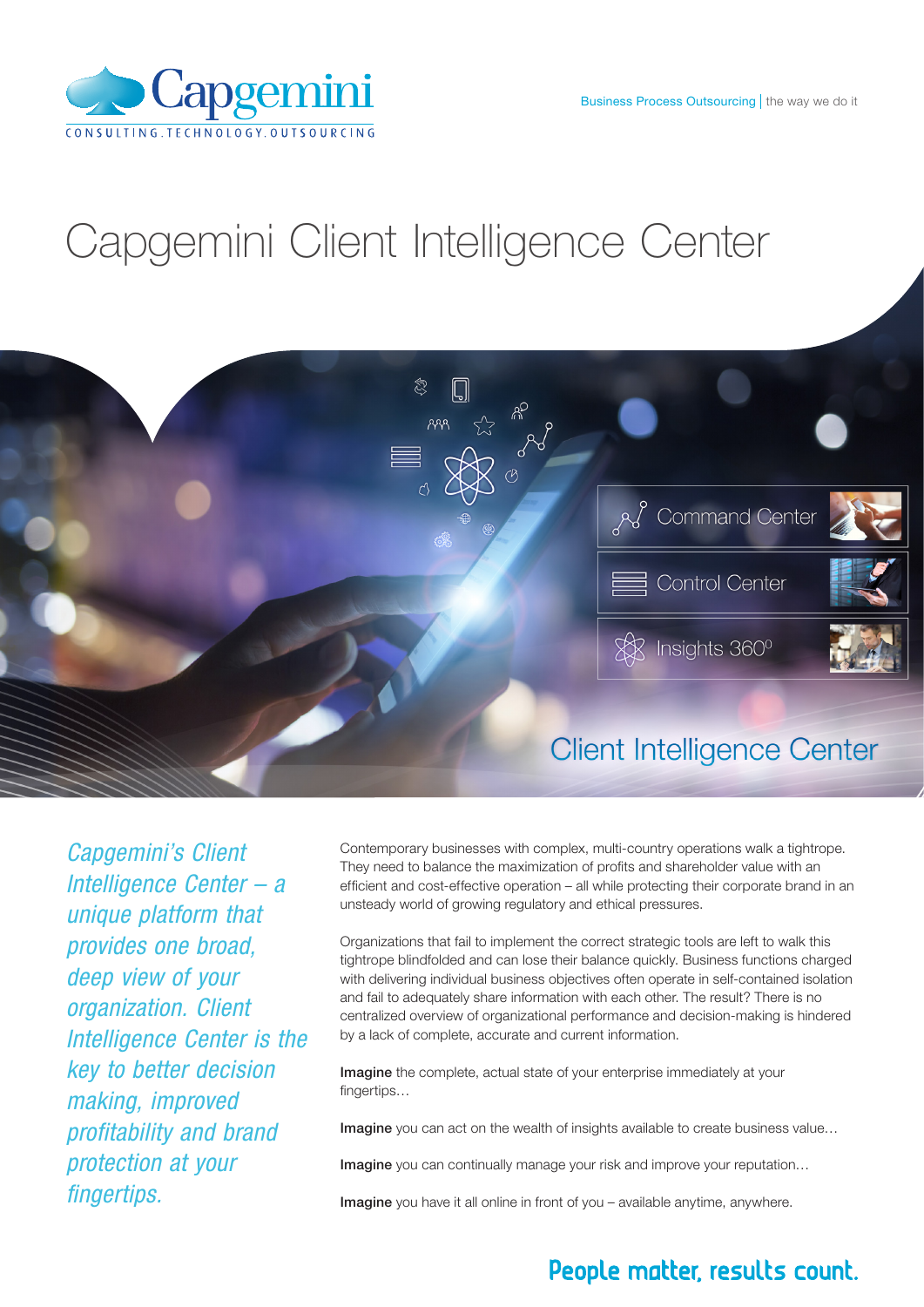# Capgemini Client Intelligence Center

*Capgemini's Client Intelligence Center – a unique platform that provides one broad, deep view of your organization. Client Intelligence Center is the key to better decision making, improved profitability and brand protection at your fingertips.*

Contemporary businesses with complex, multi-country operations walk a tightrope. They need to balance the maximization of profits and shareholder value with an efficient and cost-effective operation – all while protecting their corporate brand in an unsteady world of growing regulatory and ethical pressures.

Organizations that fail to implement the correct strategic tools are left to walk this tightrope blindfolded and can lose their balance quickly. Business functions charged with delivering individual business objectives often operate in self-contained isolation and fail to adequately share information with each other. The result? There is no centralized overview of organizational performance and decision-making is hindered by a lack of complete, accurate and current information.

**Imagine** the complete, actual state of your enterprise immediately at your fingertips…

**Imagine** you can act on the wealth of insights available to create business value…

**Imagine** you can continually manage your risk and improve your reputation…

**Imagine** you have it all online in front of you – available anytime, anywhere.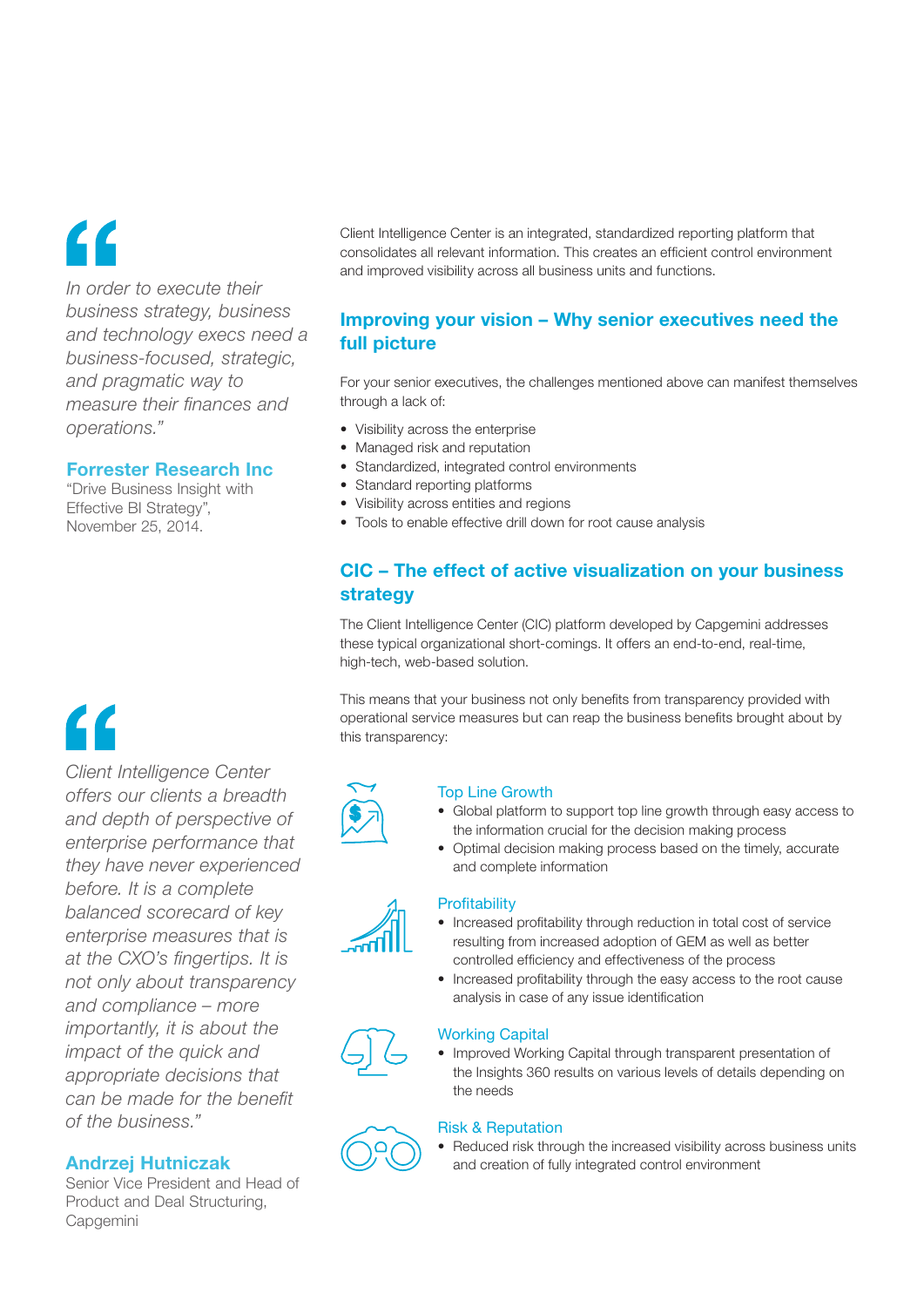> *In order to execute their business strategy, business and technology execs need a business-focused, strategic, and pragmatic way to measure their finances and operations."*

**Forrester Research Inc**
"Drive Business Insight with Effective BI Strategy", November 25, 2014.

Client Intelligence Center is an integrated, standardized reporting platform that consolidates all relevant information. This creates an efficient control environment and improved visibility across all business units and functions.

## Improving your vision – Why senior executives need the full picture

For your senior executives, the challenges mentioned above can manifest themselves through a lack of:

- Visibility across the enterprise
- Managed risk and reputation
- Standardized, integrated control environments
- Standard reporting platforms
- Visibility across entities and regions
- Tools to enable effective drill down for root cause analysis

## CIC – The effect of active visualization on your business strategy

The Client Intelligence Center (CIC) platform developed by Capgemini addresses these typical organizational short-comings. It offers an end-to-end, real-time, high-tech, web-based solution.

This means that your business not only benefits from transparency provided with operational service measures but can reap the business benefits brought about by this transparency:

### Top Line Growth

- Global platform to support top line growth through easy access to the information crucial for the decision making process
- Optimal decision making process based on the timely, accurate and complete information

### Profitability

- Increased profitability through reduction in total cost of service resulting from increased adoption of GEM as well as better controlled efficiency and effectiveness of the process
- Increased profitability through the easy access to the root cause analysis in case of any issue identification

### Working Capital

- Improved Working Capital through transparent presentation of the Insights 360 results on various levels of details depending on the needs

### Risk & Reputation

- Reduced risk through the increased visibility across business units and creation of fully integrated control environment

> *Client Intelligence Center offers our clients a breadth and depth of perspective of enterprise performance that they have never experienced before. It is a complete balanced scorecard of key enterprise measures that is at the CXO's fingertips. It is not only about transparency and compliance – more importantly, it is about the impact of the quick and appropriate decisions that can be made for the benefit of the business."*

**Andrzej Hutniczak**
Senior Vice President and Head of Product and Deal Structuring, Capgemini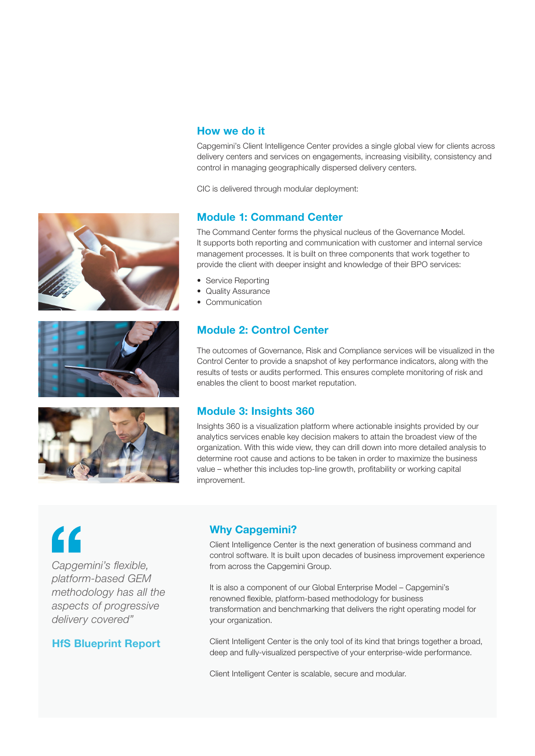## How we do it

Capgemini's Client Intelligence Center provides a single global view for clients across delivery centers and services on engagements, increasing visibility, consistency and control in managing geographically dispersed delivery centers.

CIC is delivered through modular deployment:

### Module 1: Command Center

The Command Center forms the physical nucleus of the Governance Model. It supports both reporting and communication with customer and internal service management processes. It is built on three components that work together to provide the client with deeper insight and knowledge of their BPO services:

- Service Reporting
- Quality Assurance
- Communication

### Module 2: Control Center

The outcomes of Governance, Risk and Compliance services will be visualized in the Control Center to provide a snapshot of key performance indicators, along with the results of tests or audits performed. This ensures complete monitoring of risk and enables the client to boost market reputation.

### Module 3: Insights 360

Insights 360 is a visualization platform where actionable insights provided by our analytics services enable key decision makers to attain the broadest view of the organization. With this wide view, they can drill down into more detailed analysis to determine root cause and actions to be taken in order to maximize the business value – whether this includes top-line growth, profitability or working capital improvement.

> *Capgemini's flexible, platform-based GEM methodology has all the aspects of progressive delivery covered"*
>
> **HfS Blueprint Report**

## Why Capgemini?

Client Intelligence Center is the next generation of business command and control software. It is built upon decades of business improvement experience from across the Capgemini Group.

It is also a component of our Global Enterprise Model – Capgemini's renowned flexible, platform-based methodology for business transformation and benchmarking that delivers the right operating model for your organization.

Client Intelligent Center is the only tool of its kind that brings together a broad, deep and fully-visualized perspective of your enterprise-wide performance.

Client Intelligent Center is scalable, secure and modular.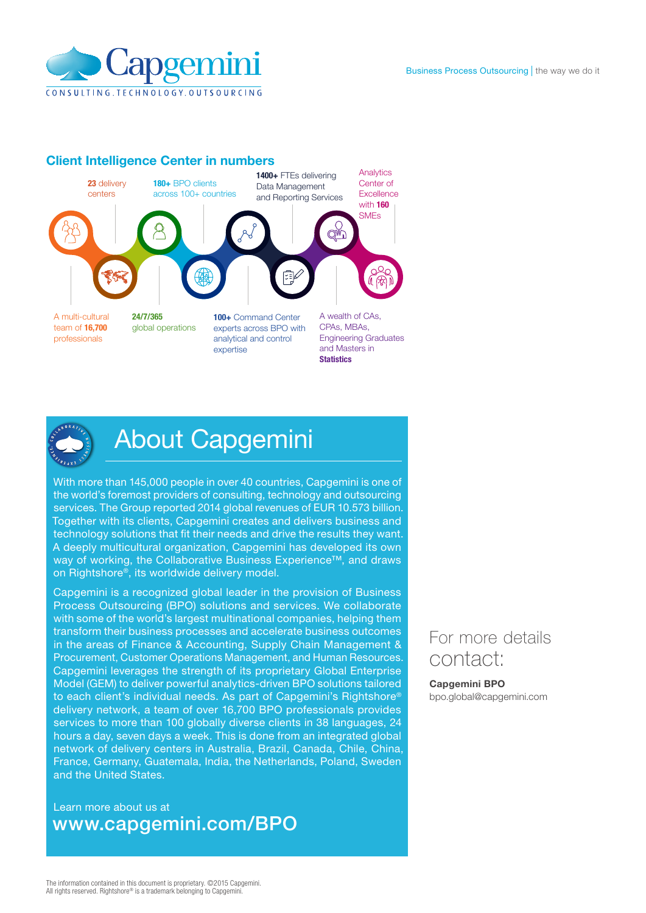## Client Intelligence Center in numbers

**23** delivery centers

**180+** BPO clients across 100+ countries

**1400+** FTEs delivering Data Management and Reporting Services

Analytics Center of Excellence with **160** SMEs

A multi-cultural team of **16,700** professionals

**24/7/365** global operations

**100+** Command Center experts across BPO with analytical and control expertise

A wealth of CAs, CPAs, MBAs, Engineering Graduates and Masters in **Statistics**

# About Capgemini

With more than 145,000 people in over 40 countries, Capgemini is one of the world's foremost providers of consulting, technology and outsourcing services. The Group reported 2014 global revenues of EUR 10.573 billion. Together with its clients, Capgemini creates and delivers business and technology solutions that fit their needs and drive the results they want. A deeply multicultural organization, Capgemini has developed its own way of working, the Collaborative Business Experience™, and draws on Rightshore®, its worldwide delivery model.

Capgemini is a recognized global leader in the provision of Business Process Outsourcing (BPO) solutions and services. We collaborate with some of the world's largest multinational companies, helping them transform their business processes and accelerate business outcomes in the areas of Finance & Accounting, Supply Chain Management & Procurement, Customer Operations Management, and Human Resources. Capgemini leverages the strength of its proprietary Global Enterprise Model (GEM) to deliver powerful analytics-driven BPO solutions tailored to each client's individual needs. As part of Capgemini's Rightshore® delivery network, a team of over 16,700 BPO professionals provides services to more than 100 globally diverse clients in 38 languages, 24 hours a day, seven days a week. This is done from an integrated global network of delivery centers in Australia, Brazil, Canada, Chile, China, France, Germany, Guatemala, India, the Netherlands, Poland, Sweden and the United States.

Learn more about us at

**www.capgemini.com/BPO**

For more details contact:

**Capgemini BPO**
bpo.global@capgemini.com

The information contained in this document is proprietary. ©2015 Capgemini. All rights reserved. Rightshore® is a trademark belonging to Capgemini.